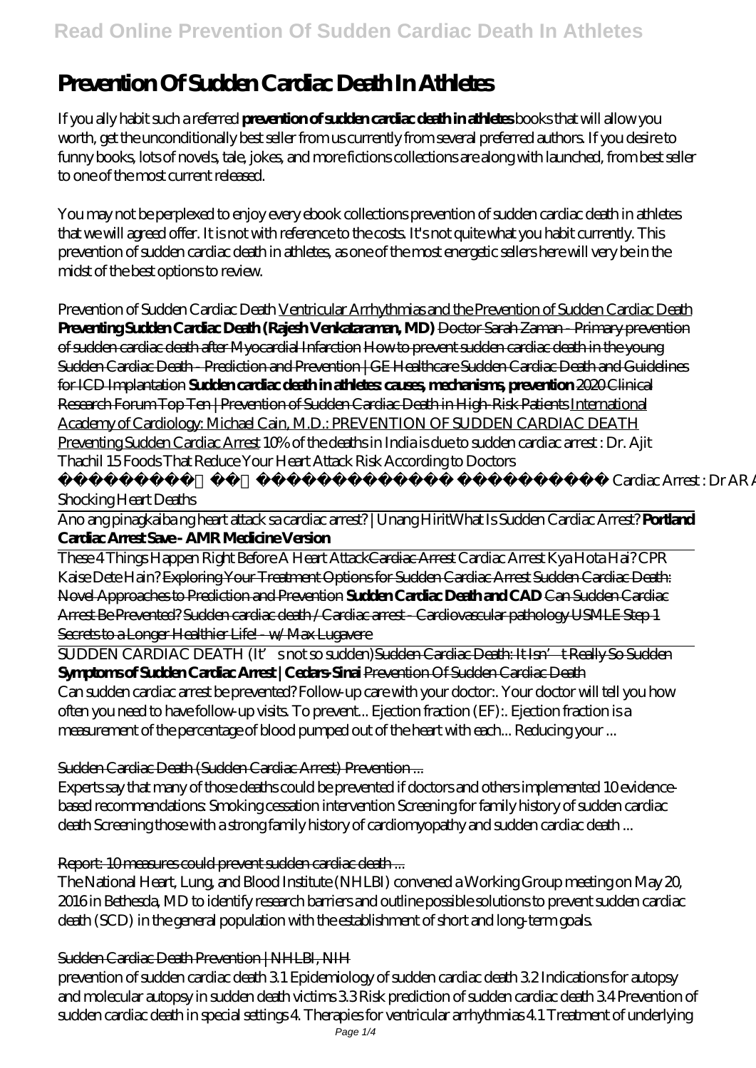# Prevention Of Sudden Cardiac Death In Athletes

If you ally habit such a referred **prevention of sudden cardiac death in athletes** books that will allow you worth, get the unconditionally best seller from us currently from several preferred authors. If you desire to funny books, lots of novels, tale, jokes, and more fictions collections are along with launched, from best seller to one of the most current released.

You may not be perplexed to enjoy every ebook collections prevention of sudden cardiac death in athletes that we will agreed offer. It is not with reference to the costs. It's not quite what you habit currently. This prevention of sudden cardiac death in athletes, as one of the most energetic sellers here will very be in the midst of the best options to review.

*Prevention of Sudden Cardiac Death* Ventricular Arrhythmias and the Prevention of Sudden Cardiac Death **Preventing Sudden Cardiac Death (Rajesh Venkataraman, MD)** Doctor Sarah Zaman - Primary prevention of sudden cardiac death after Myocardial Infarction How to prevent sudden cardiac death in the young Sudden Cardiac Death - Prediction and Prevention | GE Healthcare Sudden Cardiac Death and Guidelines for ICD Implantation **Sudden cardiac death in athletes: causes, mechanisms, prevention** 2020 Clinical Research Forum Top Ten | Prevention of Sudden Cardiac Death in High-Risk Patients International Academy of Cardiology: Michael Cain, M.D.: PREVENTION OF SUDDEN CARDIAC DEATH Preventing Sudden Cardiac Arrest *10% of the deaths in India is due to sudden cardiac arrest : Dr. Ajit Thachil 15 Foods That Reduce Your Heart Attack Risk According to Doctors* Cardiac Arrest : Dr AR A *Shocking Heart Deaths*

Ano ang pinagkaiba ng heart attack sa cardiac arrest? | Unang Hirit *What Is Sudden Cardiac Arrest?* **Portland Cardiac Arrest Save - AMR Medicine Version**

These 4 Things Happen Right Before A Heart Attack Cardiac Arrest *Cardiac Arrest Kya Hota Hai? CPR Kaise Dete Hain?* Exploring Your Treatment Options for Sudden Cardiac Arrest Sudden Cardiac Death: Novel Approaches to Prediction and Prevention **Sudden Cardiac Death and CAD** Can Sudden Cardiac Arrest Be Prevented? Sudden cardiac death / Cardiac arrest - Cardiovascular pathology USMLE Step 1 Secrets to a Longer Healthier Life! - w/ Max Lugavere

SUDDEN CARDIAC DEATH (It's not so sudden) Sudden Cardiac Death: It Isn't Really So Sudden **Symptoms of Sudden Cardiac Arrest | Cedars-Sinai** Prevention Of Sudden Cardiac Death

Can sudden cardiac arrest be prevented? Follow-up care with your doctor:. Your doctor will tell you how often you need to have follow-up visits. To prevent... Ejection fraction (EF):. Ejection fraction is a measurement of the percentage of blood pumped out of the heart with each... Reducing your ...

## Sudden Cardiac Death (Sudden Cardiac Arrest) Prevention ...

Experts say that many of those deaths could be prevented if doctors and others implemented 10 evidence-based recommendations: Smoking cessation intervention Screening for family history of sudden cardiac death Screening those with a strong family history of cardiomyopathy and sudden cardiac death ...

## Report: 10 measures could prevent sudden cardiac death ...

The National Heart, Lung, and Blood Institute (NHLBI) convened a Working Group meeting on May 20, 2016 in Bethesda, MD to identify research barriers and outline possible solutions to prevent sudden cardiac death (SCD) in the general population with the establishment of short and long-term goals.

## Sudden Cardiac Death Prevention | NHLBI, NIH

prevention of sudden cardiac death 3.1 Epidemiology of sudden cardiac death 3.2 Indications for autopsy and molecular autopsy in sudden death victims 3.3 Risk prediction of sudden cardiac death 3.4 Prevention of sudden cardiac death in special settings 4. Therapies for ventricular arrhythmias 4.1 Treatment of underlying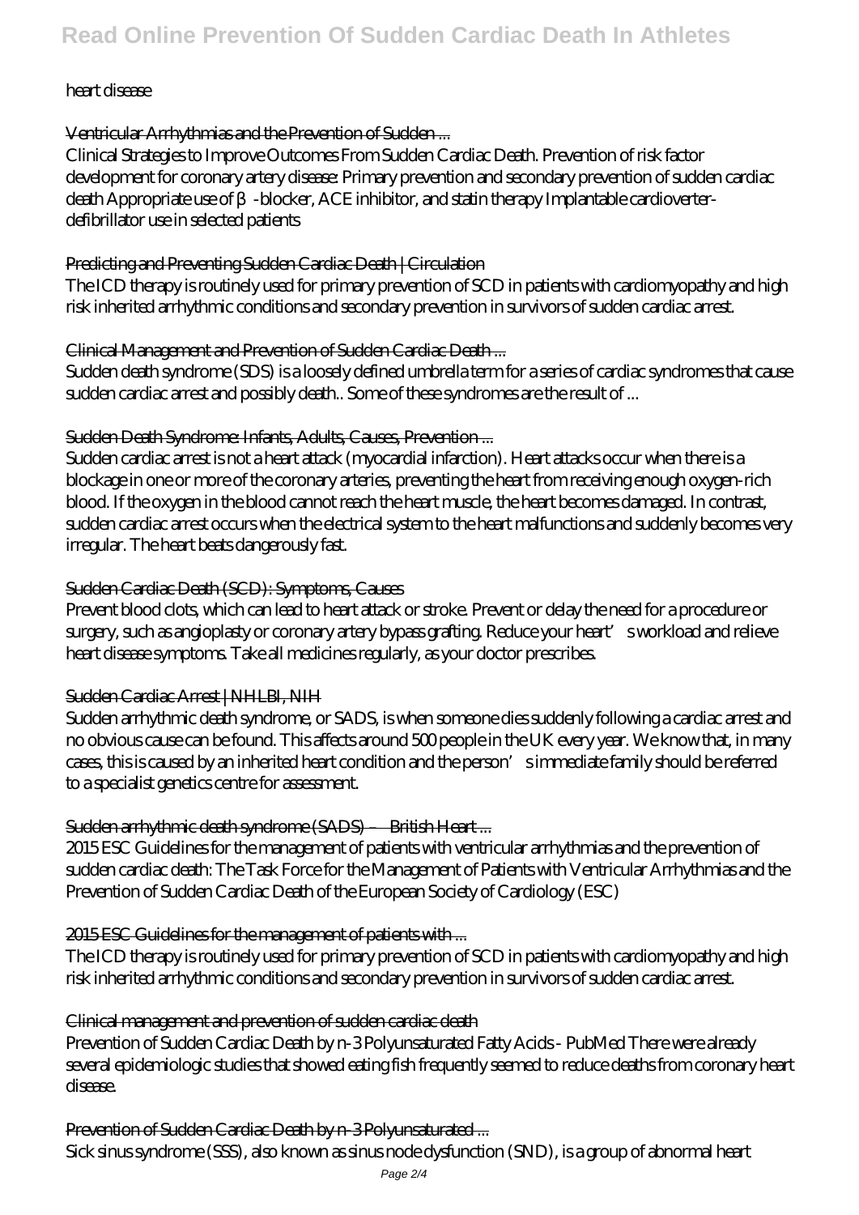heart disease

## Ventricular Arrhythmias and the Prevention of Sudden ...

Clinical Strategies to Improve Outcomes From Sudden Cardiac Death. Prevention of risk factor development for coronary artery disease: Primary prevention and secondary prevention of sudden cardiac death Appropriate use of β-blocker, ACE inhibitor, and statin therapy Implantable cardioverter-defibrillator use in selected patients

## Predicting and Preventing Sudden Cardiac Death | Circulation

The ICD therapy is routinely used for primary prevention of SCD in patients with cardiomyopathy and high risk inherited arrhythmic conditions and secondary prevention in survivors of sudden cardiac arrest.

## Clinical Management and Prevention of Sudden Cardiac Death ...

Sudden death syndrome (SDS) is a loosely defined umbrella term for a series of cardiac syndromes that cause sudden cardiac arrest and possibly death.. Some of these syndromes are the result of ...

## Sudden Death Syndrome: Infants, Adults, Causes, Prevention ...

Sudden cardiac arrest is not a heart attack (myocardial infarction). Heart attacks occur when there is a blockage in one or more of the coronary arteries, preventing the heart from receiving enough oxygen-rich blood. If the oxygen in the blood cannot reach the heart muscle, the heart becomes damaged. In contrast, sudden cardiac arrest occurs when the electrical system to the heart malfunctions and suddenly becomes very irregular. The heart beats dangerously fast.

## Sudden Cardiac Death (SCD): Symptoms, Causes

Prevent blood clots, which can lead to heart attack or stroke. Prevent or delay the need for a procedure or surgery, such as angioplasty or coronary artery bypass grafting. Reduce your heart's workload and relieve heart disease symptoms. Take all medicines regularly, as your doctor prescribes.

## Sudden Cardiac Arrest | NHLBI, NIH

Sudden arrhythmic death syndrome, or SADS, is when someone dies suddenly following a cardiac arrest and no obvious cause can be found. This affects around 500 people in the UK every year. We know that, in many cases, this is caused by an inherited heart condition and the person's immediate family should be referred to a specialist genetics centre for assessment.

## Sudden arrhythmic death syndrome (SADS) – British Heart ...

2015 ESC Guidelines for the management of patients with ventricular arrhythmias and the prevention of sudden cardiac death: The Task Force for the Management of Patients with Ventricular Arrhythmias and the Prevention of Sudden Cardiac Death of the European Society of Cardiology (ESC)

## 2015 ESC Guidelines for the management of patients with ...

The ICD therapy is routinely used for primary prevention of SCD in patients with cardiomyopathy and high risk inherited arrhythmic conditions and secondary prevention in survivors of sudden cardiac arrest.

## Clinical management and prevention of sudden cardiac death

Prevention of Sudden Cardiac Death by n-3 Polyunsaturated Fatty Acids - PubMed There were already several epidemiologic studies that showed eating fish frequently seemed to reduce deaths from coronary heart disease.

## Prevention of Sudden Cardiac Death by n-3 Polyunsaturated ...

Sick sinus syndrome (SSS), also known as sinus node dysfunction (SND), is a group of abnormal heart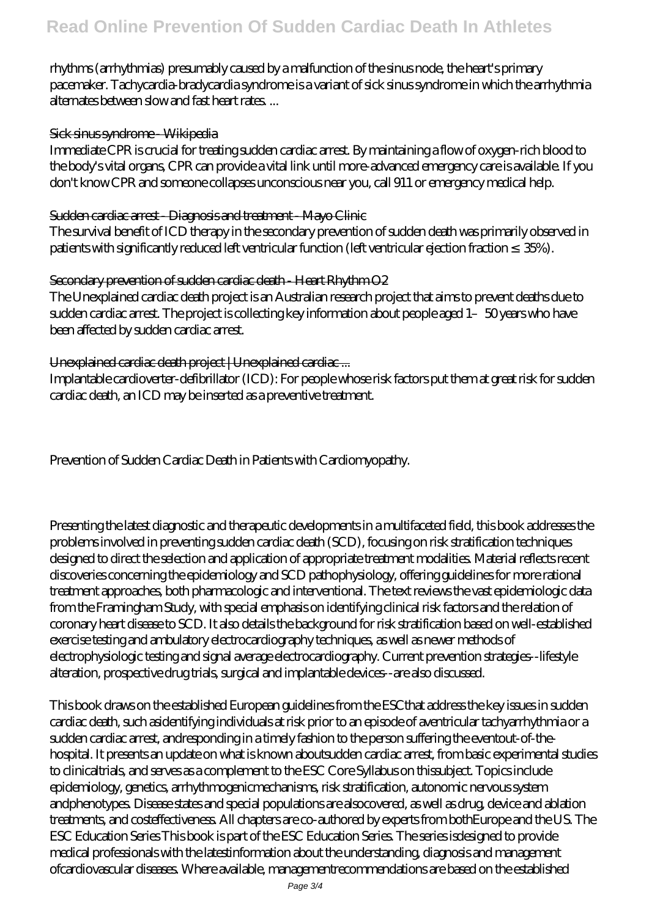rhythms (arrhythmias) presumably caused by a malfunction of the sinus node, the heart's primary pacemaker. Tachycardia-bradycardia syndrome is a variant of sick sinus syndrome in which the arrhythmia alternates between slow and fast heart rates. ...

Sick sinus syndrome - Wikipedia

Immediate CPR is crucial for treating sudden cardiac arrest. By maintaining a flow of oxygen-rich blood to the body's vital organs, CPR can provide a vital link until more-advanced emergency care is available. If you don't know CPR and someone collapses unconscious near you, call 911 or emergency medical help.

Sudden cardiac arrest - Diagnosis and treatment - Mayo Clinic

The survival benefit of ICD therapy in the secondary prevention of sudden death was primarily observed in patients with significantly reduced left ventricular function (left ventricular ejection fraction ≤ 35%).

Secondary prevention of sudden cardiac death - Heart Rhythm O2

The Unexplained cardiac death project is an Australian research project that aims to prevent deaths due to sudden cardiac arrest. The project is collecting key information about people aged 1–50 years who have been affected by sudden cardiac arrest.

Unexplained cardiac death project | Unexplained cardiac ...

Implantable cardioverter-defibrillator (ICD): For people whose risk factors put them at great risk for sudden cardiac death, an ICD may be inserted as a preventive treatment.

Prevention of Sudden Cardiac Death in Patients with Cardiomyopathy.

Presenting the latest diagnostic and therapeutic developments in a multifaceted field, this book addresses the problems involved in preventing sudden cardiac death (SCD), focusing on risk stratification techniques designed to direct the selection and application of appropriate treatment modalities. Material reflects recent discoveries concerning the epidemiology and SCD pathophysiology, offering guidelines for more rational treatment approaches, both pharmacologic and interventional. The text reviews the vast epidemiologic data from the Framingham Study, with special emphasis on identifying clinical risk factors and the relation of coronary heart disease to SCD. It also details the background for risk stratification based on well-established exercise testing and ambulatory electrocardiography techniques, as well as newer methods of electrophysiologic testing and signal average electrocardiography. Current prevention strategies--lifestyle alteration, prospective drug trials, surgical and implantable devices--are also discussed.

This book draws on the established European guidelines from the ESCthat address the key issues in sudden cardiac death, such asidentifying individuals at risk prior to an episode of aventricular tachyarrhythmia or a sudden cardiac arrest, andresponding in a timely fashion to the person suffering the eventout-of-the-hospital. It presents an update on what is known aboutsudden cardiac arrest, from basic experimental studies to clinicaltrials, and serves as a complement to the ESC Core Syllabus on thissubject. Topics include epidemiology, genetics, arrhythmogenicmechanisms, risk stratification, autonomic nervous system andphenotypes. Disease states and special populations are alsocovered, as well as drug, device and ablation treatments, and costeffectiveness. All chapters are co-authored by experts from bothEurope and the US. The ESC Education Series This book is part of the ESC Education Series. The series isdesigned to provide medical professionals with the latestinformation about the understanding, diagnosis and management ofcardiovascular diseases. Where available, managementrecommendations are based on the established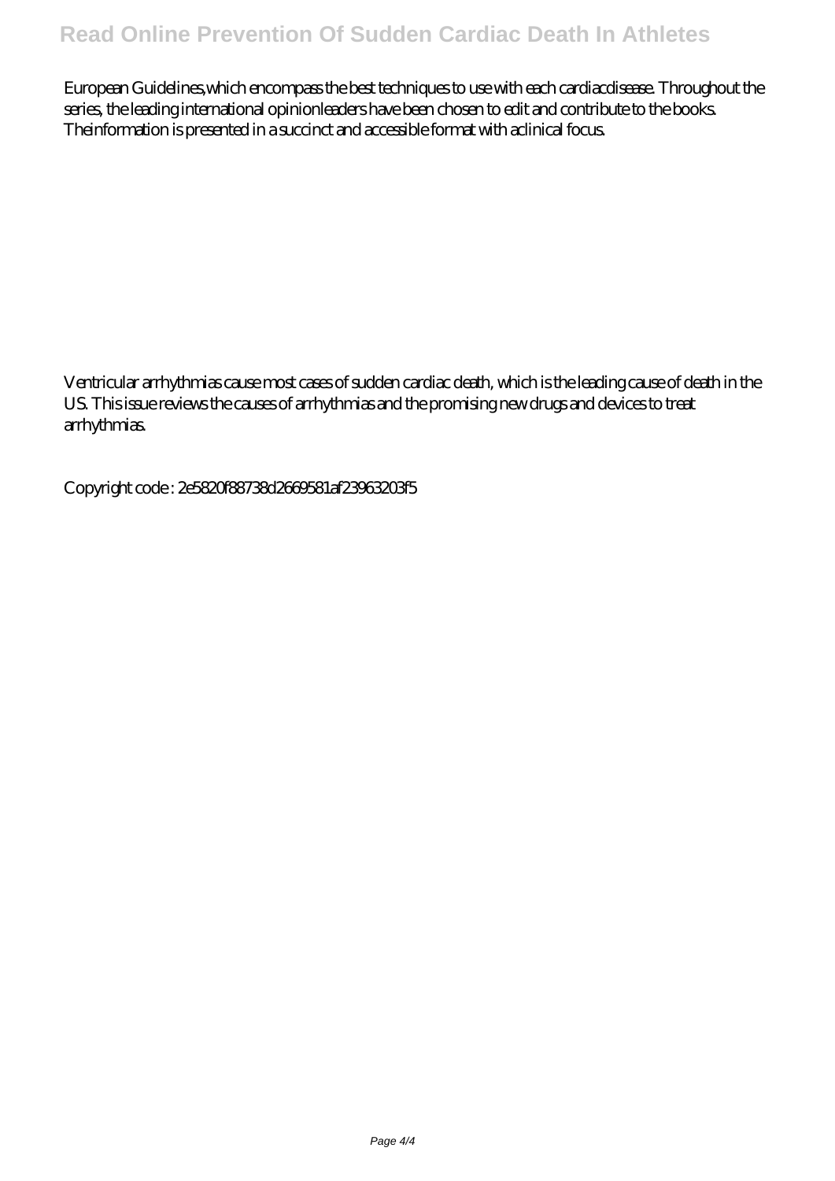European Guidelines,which encompass the best techniques to use with each cardiacdisease. Throughout the series, the leading international opinionleaders have been chosen to edit and contribute to the books. Theinformation is presented in a succinct and accessible format with aclinical focus.

Ventricular arrhythmias cause most cases of sudden cardiac death, which is the leading cause of death in the US. This issue reviews the causes of arrhythmias and the promising new drugs and devices to treat arrhythmias.

Copyright code : 2e5820f88738d2669581af23963203f5